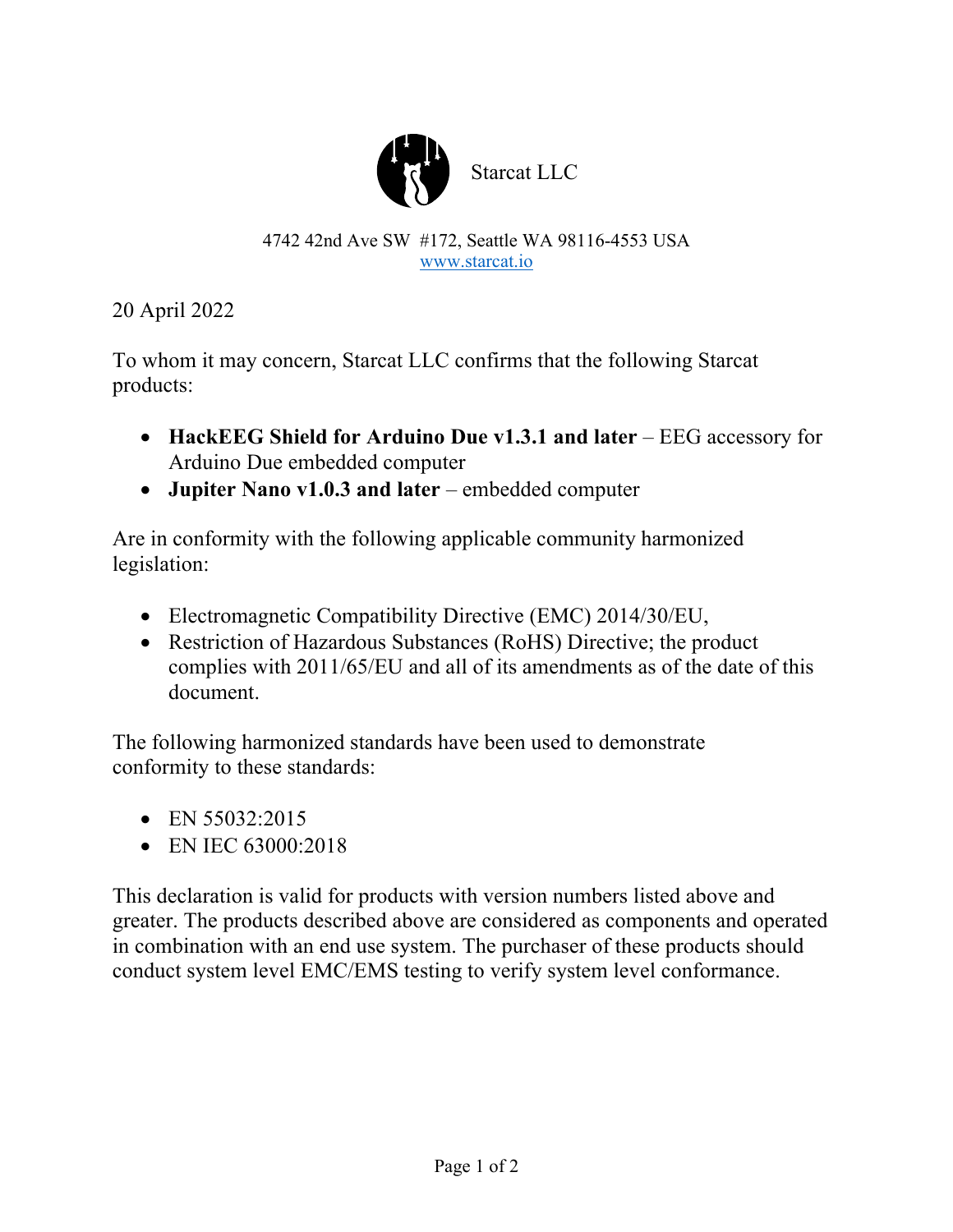Starcat LLC

4742 42nd Ave SW #172, Seattle WA 98116-4553 USA
www.starcat.io

20 April 2022

To whom it may concern, Starcat LLC confirms that the following Starcat products:

- **HackEEG Shield for Arduino Due v1.3.1 and later** – EEG accessory for Arduino Due embedded computer
- **Jupiter Nano v1.0.3 and later** – embedded computer

Are in conformity with the following applicable community harmonized legislation:

- Electromagnetic Compatibility Directive (EMC) 2014/30/EU,
- Restriction of Hazardous Substances (RoHS) Directive; the product complies with 2011/65/EU and all of its amendments as of the date of this document.

The following harmonized standards have been used to demonstrate conformity to these standards:

- EN 55032:2015
- EN IEC 63000:2018

This declaration is valid for products with version numbers listed above and greater. The products described above are considered as components and operated in combination with an end use system. The purchaser of these products should conduct system level EMC/EMS testing to verify system level conformance.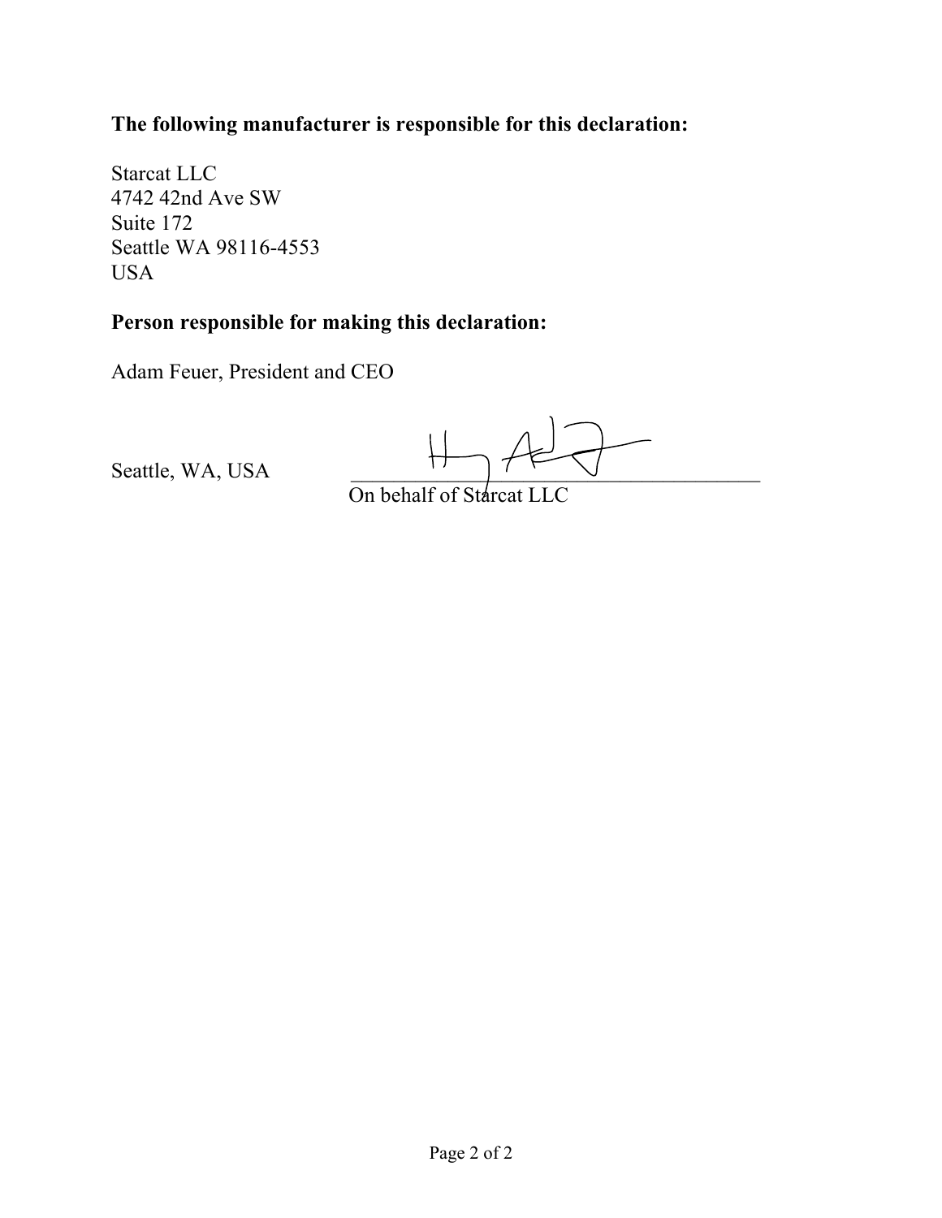**The following manufacturer is responsible for this declaration:**

Starcat LLC
4742 42nd Ave SW
Suite 172
Seattle WA 98116-4553
USA

**Person responsible for making this declaration:**

Adam Feuer, President and CEO

Seattle, WA, USA ________________________________________
On behalf of Starcat LLC